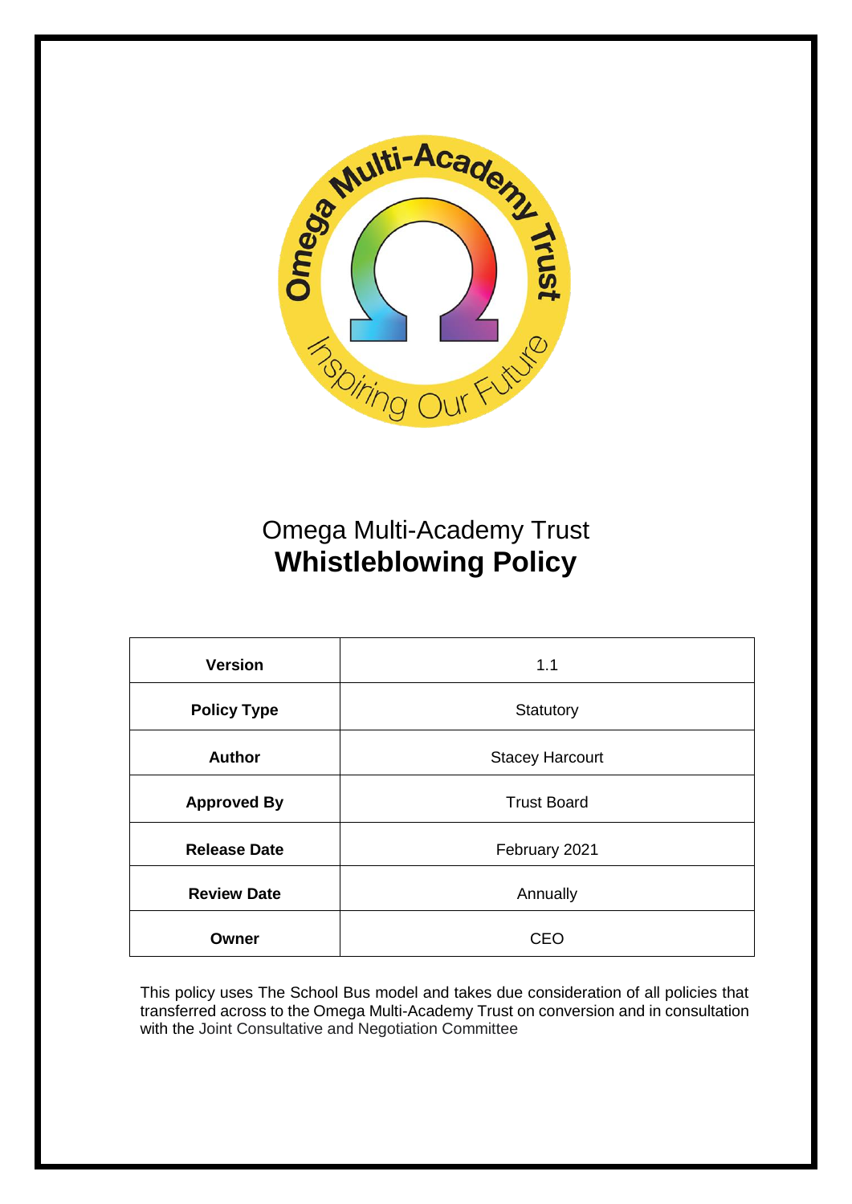Omega Multi-Academy Trust

# Whistleblowing Policy

| Version | 1.1 |
| --- | --- |
| Policy Type | Statutory |
| Author | Stacey Harcourt |
| Approved By | Trust Board |
| Release Date | February 2021 |
| Review Date | Annually |
| Owner | CEO |

This policy uses The School Bus model and takes due consideration of all policies that transferred across to the Omega Multi-Academy Trust on conversion and in consultation with the Joint Consultative and Negotiation Committee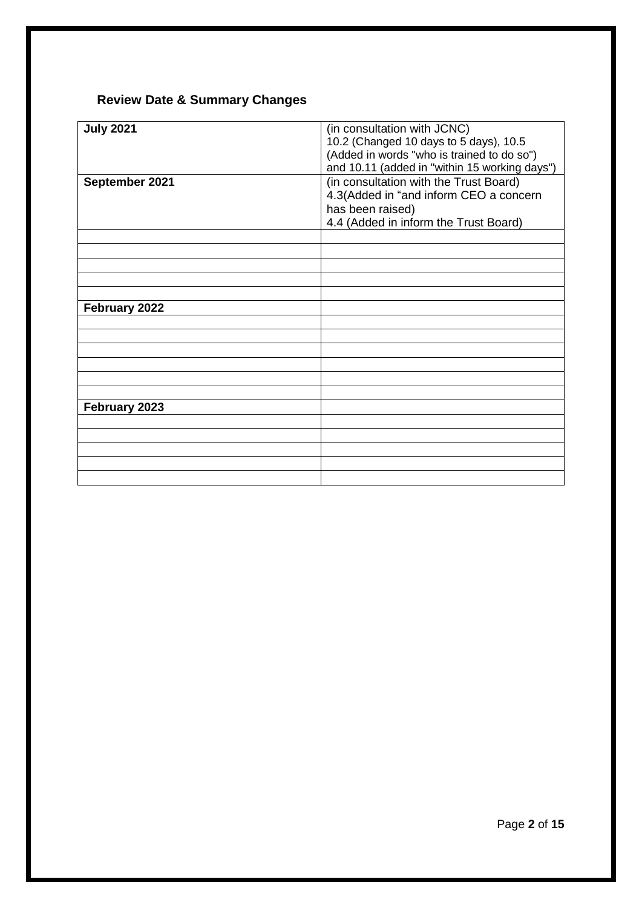## Review Date & Summary Changes

| July 2021 | (in consultation with JCNC)<br>10.2 (Changed 10 days to 5 days), 10.5 (Added in words "who is trained to do so") and 10.11 (added in "within 15 working days") |
|---|---|
| **September 2021** | (in consultation with the Trust Board)<br>4.3(Added in “and inform CEO a concern has been raised)<br>4.4 (Added in inform the Trust Board) |
| | |
| | |
| | |
| | |
| | |
| **February 2022** | |
| | |
| | |
| | |
| | |
| | |
| | |
| **February 2023** | |
| | |
| | |
| | |
| | |
| | |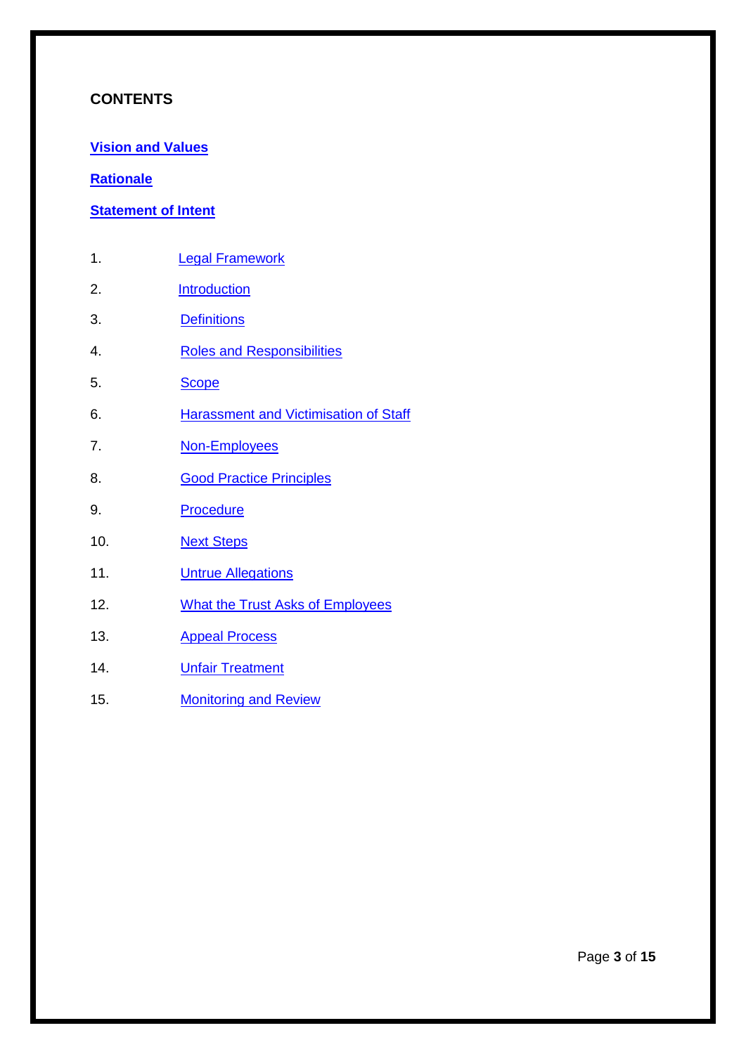## CONTENTS

**Vision and Values**

**Rationale**

**Statement of Intent**

1. Legal Framework
2. Introduction
3. Definitions
4. Roles and Responsibilities
5. Scope
6. Harassment and Victimisation of Staff
7. Non-Employees
8. Good Practice Principles
9. Procedure
10. Next Steps
11. Untrue Allegations
12. What the Trust Asks of Employees
13. Appeal Process
14. Unfair Treatment
15. Monitoring and Review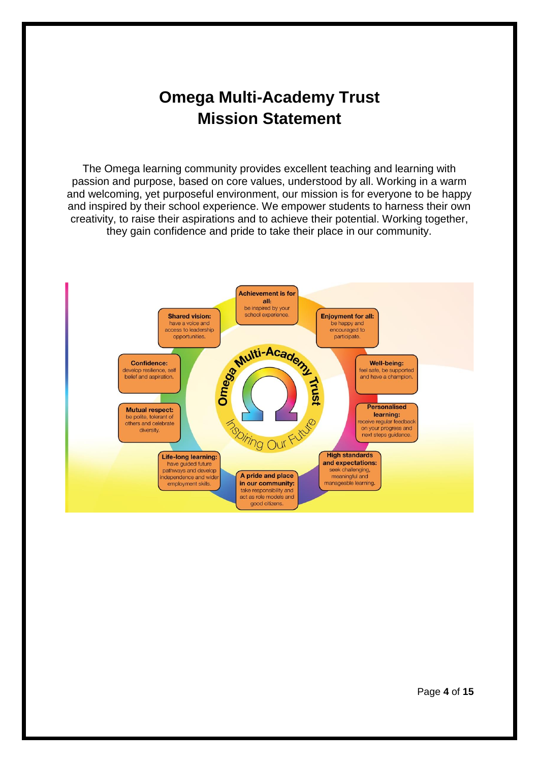# Omega Multi-Academy Trust
# Mission Statement

The Omega learning community provides excellent teaching and learning with passion and purpose, based on core values, understood by all. Working in a warm and welcoming, yet purposeful environment, our mission is for everyone to be happy and inspired by their school experience. We empower students to harness their own creativity, to raise their aspirations and to achieve their potential. Working together, they gain confidence and pride to take their place in our community.

Omega Multi-Academy Trust

*Inspiring Our Future*

**Achievement is for all:** be inspired by your school experience.

**Enjoyment for all:** be happy and encouraged to participate.

**Well-being:** feel safe, be supported and have a champion.

**Personalised learning:** receive regular feedback on your progress and next steps guidance.

**High standards and expectations:** seek challenging, meaningful and manageable learning.

**A pride and place in our community:** take responsibility and act as role models and good citizens.

**Life-long learning:** have guided future pathways and develop independence and wider employment skills.

**Mutual respect:** be polite, tolerant of others and celebrate diversity.

**Confidence:** develop resilience, self belief and aspiration.

**Shared vision:** have a voice and access to leadership opportunities.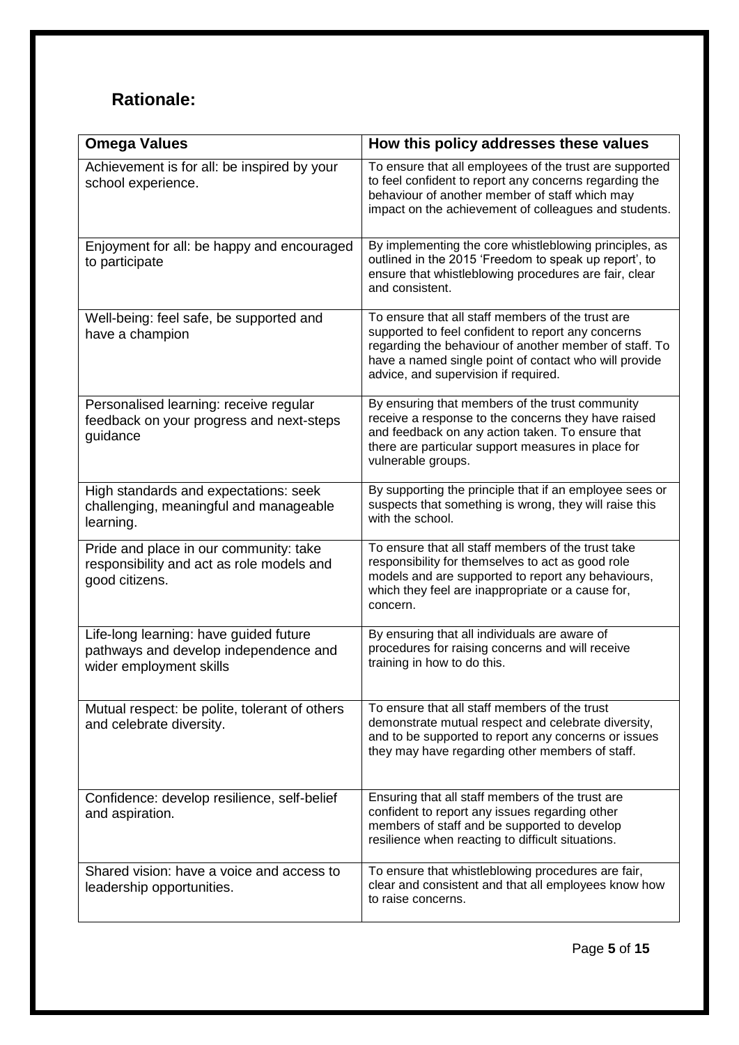## Rationale:

| Omega Values | How this policy addresses these values |
|---|---|
| Achievement is for all: be inspired by your school experience. | To ensure that all employees of the trust are supported to feel confident to report any concerns regarding the behaviour of another member of staff which may impact on the achievement of colleagues and students. |
| Enjoyment for all: be happy and encouraged to participate | By implementing the core whistleblowing principles, as outlined in the 2015 'Freedom to speak up report', to ensure that whistleblowing procedures are fair, clear and consistent. |
| Well-being: feel safe, be supported and have a champion | To ensure that all staff members of the trust are supported to feel confident to report any concerns regarding the behaviour of another member of staff. To have a named single point of contact who will provide advice, and supervision if required. |
| Personalised learning: receive regular feedback on your progress and next-steps guidance | By ensuring that members of the trust community receive a response to the concerns they have raised and feedback on any action taken. To ensure that there are particular support measures in place for vulnerable groups. |
| High standards and expectations: seek challenging, meaningful and manageable learning. | By supporting the principle that if an employee sees or suspects that something is wrong, they will raise this with the school. |
| Pride and place in our community: take responsibility and act as role models and good citizens. | To ensure that all staff members of the trust take responsibility for themselves to act as good role models and are supported to report any behaviours, which they feel are inappropriate or a cause for, concern. |
| Life-long learning: have guided future pathways and develop independence and wider employment skills | By ensuring that all individuals are aware of procedures for raising concerns and will receive training in how to do this. |
| Mutual respect: be polite, tolerant of others and celebrate diversity. | To ensure that all staff members of the trust demonstrate mutual respect and celebrate diversity, and to be supported to report any concerns or issues they may have regarding other members of staff. |
| Confidence: develop resilience, self-belief and aspiration. | Ensuring that all staff members of the trust are confident to report any issues regarding other members of staff and be supported to develop resilience when reacting to difficult situations. |
| Shared vision: have a voice and access to leadership opportunities. | To ensure that whistleblowing procedures are fair, clear and consistent and that all employees know how to raise concerns. |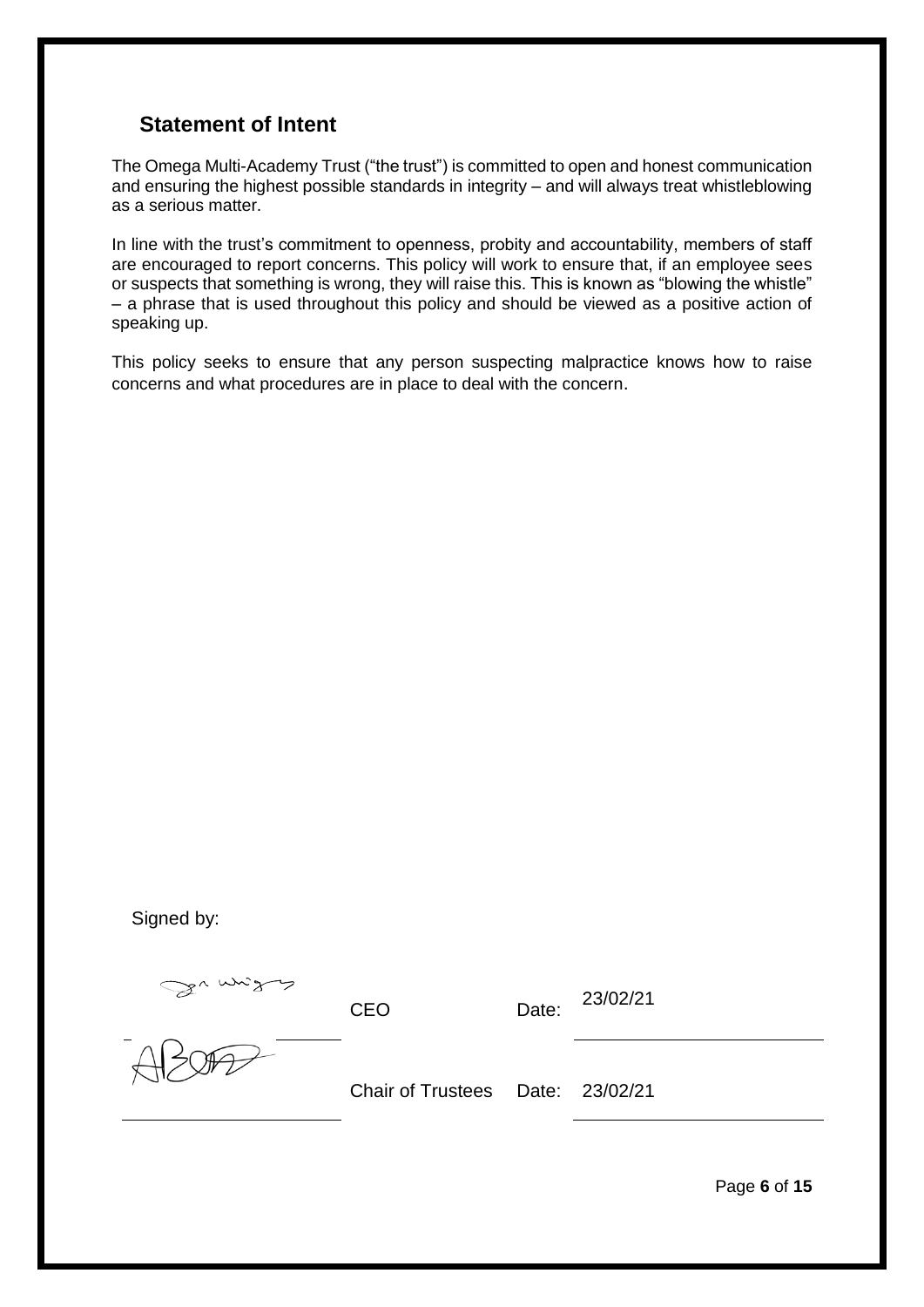## Statement of Intent

The Omega Multi-Academy Trust ("the trust") is committed to open and honest communication and ensuring the highest possible standards in integrity – and will always treat whistleblowing as a serious matter.

In line with the trust's commitment to openness, probity and accountability, members of staff are encouraged to report concerns. This policy will work to ensure that, if an employee sees or suspects that something is wrong, they will raise this. This is known as "blowing the whistle" – a phrase that is used throughout this policy and should be viewed as a positive action of speaking up.

This policy seeks to ensure that any person suspecting malpractice knows how to raise concerns and what procedures are in place to deal with the concern.

Signed by:

| | | | |
|---|---|---|---|
| | CEO | Date: | 23/02/21 |
| | Chair of Trustees | Date: | 23/02/21 |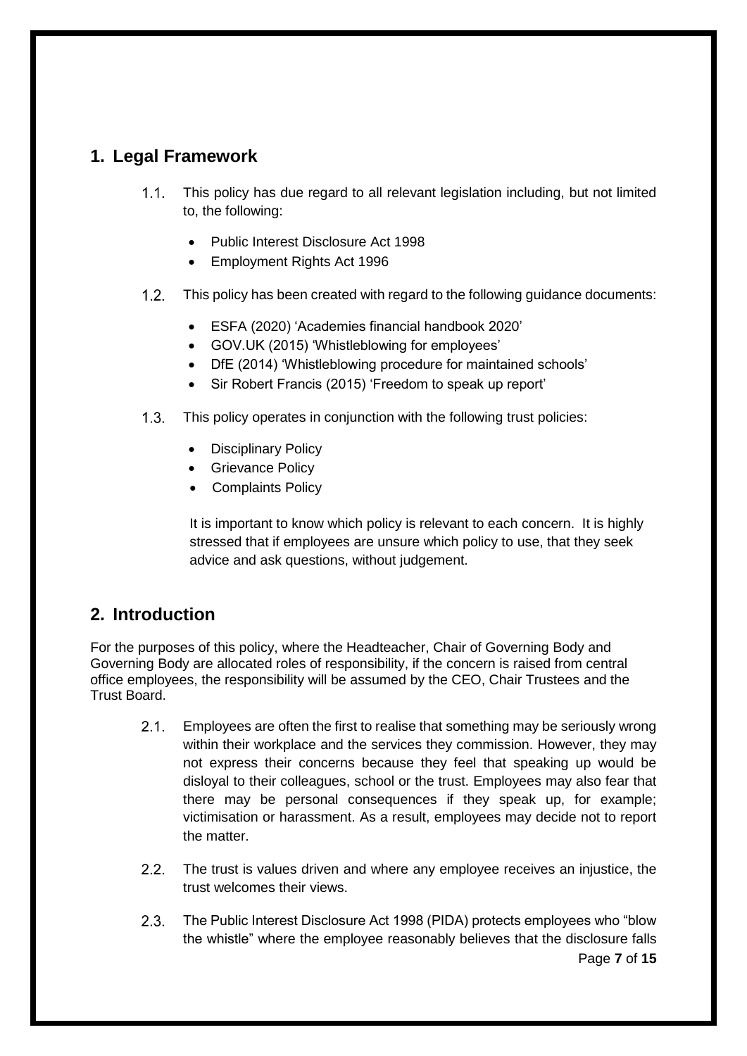## 1. Legal Framework

1.1. This policy has due regard to all relevant legislation including, but not limited to, the following:

- Public Interest Disclosure Act 1998
- Employment Rights Act 1996

1.2. This policy has been created with regard to the following guidance documents:

- ESFA (2020) 'Academies financial handbook 2020'
- GOV.UK (2015) 'Whistleblowing for employees'
- DfE (2014) 'Whistleblowing procedure for maintained schools'
- Sir Robert Francis (2015) 'Freedom to speak up report'

1.3. This policy operates in conjunction with the following trust policies:

- Disciplinary Policy
- Grievance Policy
- Complaints Policy

It is important to know which policy is relevant to each concern. It is highly stressed that if employees are unsure which policy to use, that they seek advice and ask questions, without judgement.

## 2. Introduction

For the purposes of this policy, where the Headteacher, Chair of Governing Body and Governing Body are allocated roles of responsibility, if the concern is raised from central office employees, the responsibility will be assumed by the CEO, Chair Trustees and the Trust Board.

2.1. Employees are often the first to realise that something may be seriously wrong within their workplace and the services they commission. However, they may not express their concerns because they feel that speaking up would be disloyal to their colleagues, school or the trust. Employees may also fear that there may be personal consequences if they speak up, for example; victimisation or harassment. As a result, employees may decide not to report the matter.

2.2. The trust is values driven and where any employee receives an injustice, the trust welcomes their views.

2.3. The Public Interest Disclosure Act 1998 (PIDA) protects employees who "blow the whistle" where the employee reasonably believes that the disclosure falls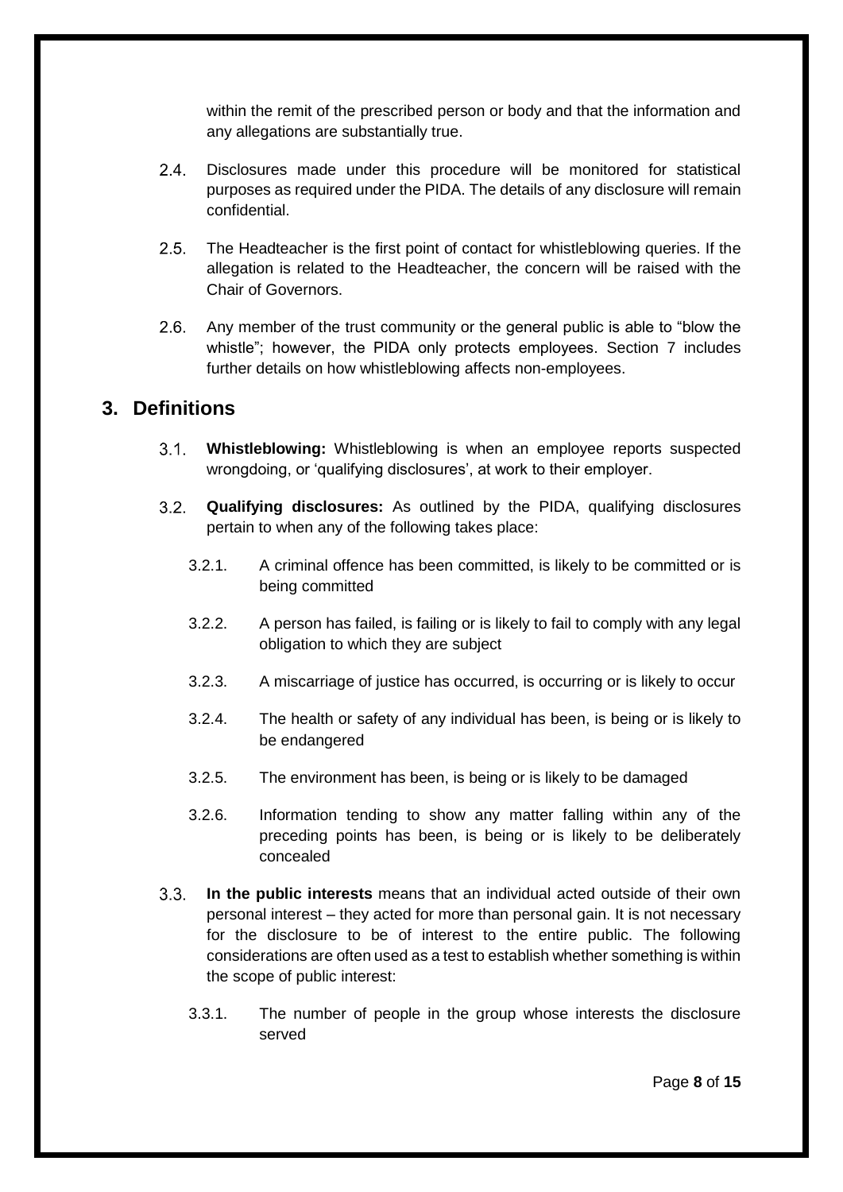within the remit of the prescribed person or body and that the information and any allegations are substantially true.

2.4. Disclosures made under this procedure will be monitored for statistical purposes as required under the PIDA. The details of any disclosure will remain confidential.

2.5. The Headteacher is the first point of contact for whistleblowing queries. If the allegation is related to the Headteacher, the concern will be raised with the Chair of Governors.

2.6. Any member of the trust community or the general public is able to "blow the whistle"; however, the PIDA only protects employees. Section 7 includes further details on how whistleblowing affects non-employees.

## 3. Definitions

3.1. **Whistleblowing:** Whistleblowing is when an employee reports suspected wrongdoing, or 'qualifying disclosures', at work to their employer.

3.2. **Qualifying disclosures:** As outlined by the PIDA, qualifying disclosures pertain to when any of the following takes place:

3.2.1. A criminal offence has been committed, is likely to be committed or is being committed

3.2.2. A person has failed, is failing or is likely to fail to comply with any legal obligation to which they are subject

3.2.3. A miscarriage of justice has occurred, is occurring or is likely to occur

3.2.4. The health or safety of any individual has been, is being or is likely to be endangered

3.2.5. The environment has been, is being or is likely to be damaged

3.2.6. Information tending to show any matter falling within any of the preceding points has been, is being or is likely to be deliberately concealed

3.3. **In the public interests** means that an individual acted outside of their own personal interest – they acted for more than personal gain. It is not necessary for the disclosure to be of interest to the entire public. The following considerations are often used as a test to establish whether something is within the scope of public interest:

3.3.1. The number of people in the group whose interests the disclosure served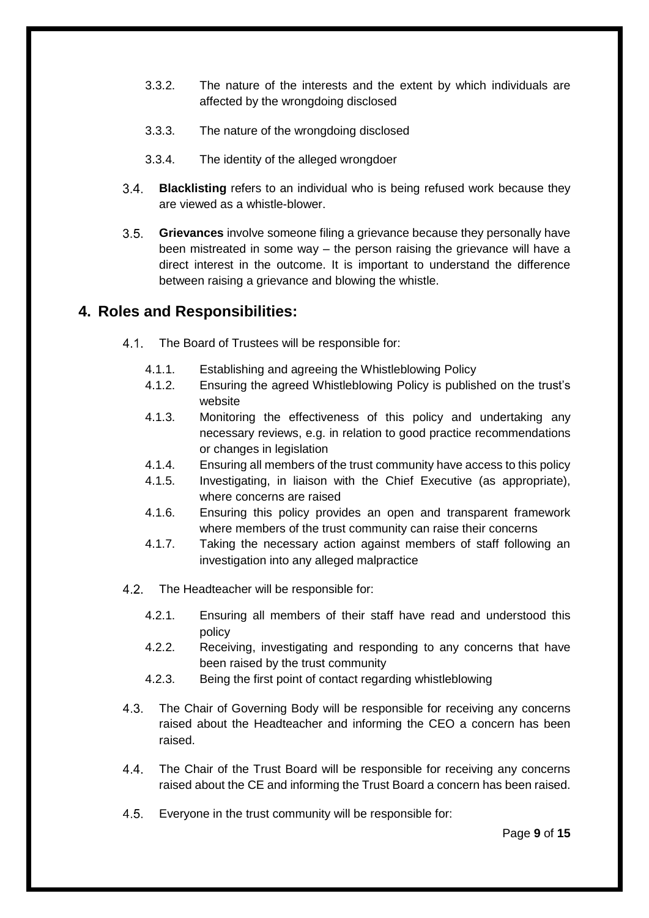3.3.2. The nature of the interests and the extent by which individuals are affected by the wrongdoing disclosed

3.3.3. The nature of the wrongdoing disclosed

3.3.4. The identity of the alleged wrongdoer

3.4. **Blacklisting** refers to an individual who is being refused work because they are viewed as a whistle-blower.

3.5. **Grievances** involve someone filing a grievance because they personally have been mistreated in some way – the person raising the grievance will have a direct interest in the outcome. It is important to understand the difference between raising a grievance and blowing the whistle.

## 4. Roles and Responsibilities:

4.1. The Board of Trustees will be responsible for:

4.1.1. Establishing and agreeing the Whistleblowing Policy
4.1.2. Ensuring the agreed Whistleblowing Policy is published on the trust's website
4.1.3. Monitoring the effectiveness of this policy and undertaking any necessary reviews, e.g. in relation to good practice recommendations or changes in legislation
4.1.4. Ensuring all members of the trust community have access to this policy
4.1.5. Investigating, in liaison with the Chief Executive (as appropriate), where concerns are raised
4.1.6. Ensuring this policy provides an open and transparent framework where members of the trust community can raise their concerns
4.1.7. Taking the necessary action against members of staff following an investigation into any alleged malpractice

4.2. The Headteacher will be responsible for:

4.2.1. Ensuring all members of their staff have read and understood this policy
4.2.2. Receiving, investigating and responding to any concerns that have been raised by the trust community
4.2.3. Being the first point of contact regarding whistleblowing

4.3. The Chair of Governing Body will be responsible for receiving any concerns raised about the Headteacher and informing the CEO a concern has been raised.

4.4. The Chair of the Trust Board will be responsible for receiving any concerns raised about the CE and informing the Trust Board a concern has been raised.

4.5. Everyone in the trust community will be responsible for: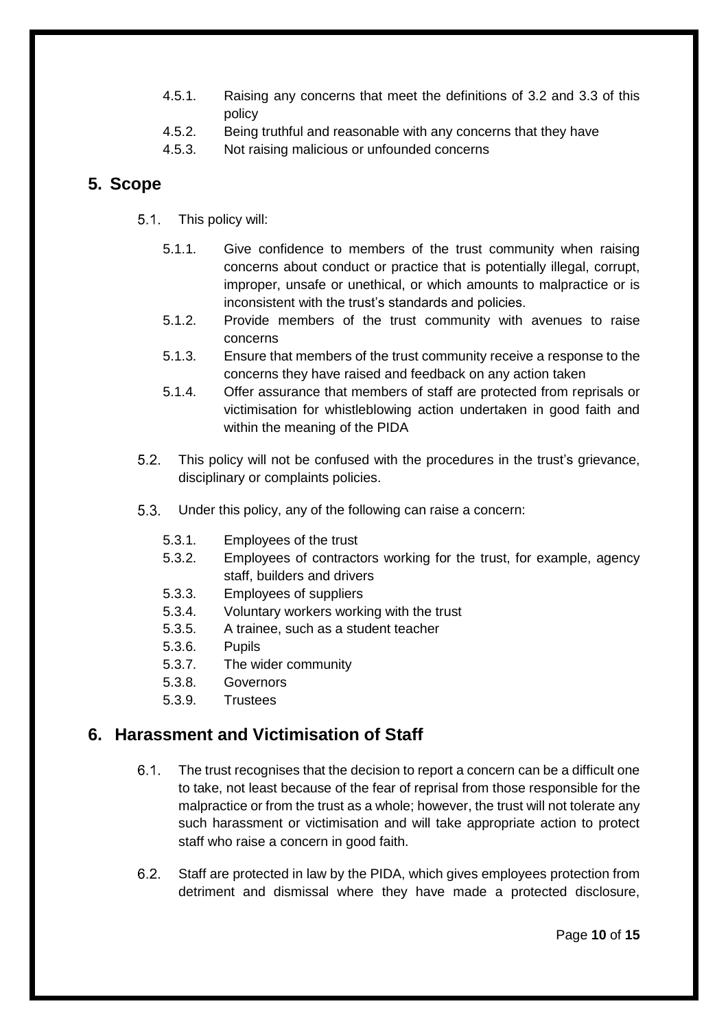4.5.1. Raising any concerns that meet the definitions of 3.2 and 3.3 of this policy

4.5.2. Being truthful and reasonable with any concerns that they have

4.5.3. Not raising malicious or unfounded concerns

## 5. Scope

5.1. This policy will:

5.1.1. Give confidence to members of the trust community when raising concerns about conduct or practice that is potentially illegal, corrupt, improper, unsafe or unethical, or which amounts to malpractice or is inconsistent with the trust's standards and policies.

5.1.2. Provide members of the trust community with avenues to raise concerns

5.1.3. Ensure that members of the trust community receive a response to the concerns they have raised and feedback on any action taken

5.1.4. Offer assurance that members of staff are protected from reprisals or victimisation for whistleblowing action undertaken in good faith and within the meaning of the PIDA

5.2. This policy will not be confused with the procedures in the trust's grievance, disciplinary or complaints policies.

5.3. Under this policy, any of the following can raise a concern:

5.3.1. Employees of the trust

5.3.2. Employees of contractors working for the trust, for example, agency staff, builders and drivers

5.3.3. Employees of suppliers

5.3.4. Voluntary workers working with the trust

5.3.5. A trainee, such as a student teacher

5.3.6. Pupils

5.3.7. The wider community

5.3.8. Governors

5.3.9. Trustees

## 6. Harassment and Victimisation of Staff

6.1. The trust recognises that the decision to report a concern can be a difficult one to take, not least because of the fear of reprisal from those responsible for the malpractice or from the trust as a whole; however, the trust will not tolerate any such harassment or victimisation and will take appropriate action to protect staff who raise a concern in good faith.

6.2. Staff are protected in law by the PIDA, which gives employees protection from detriment and dismissal where they have made a protected disclosure,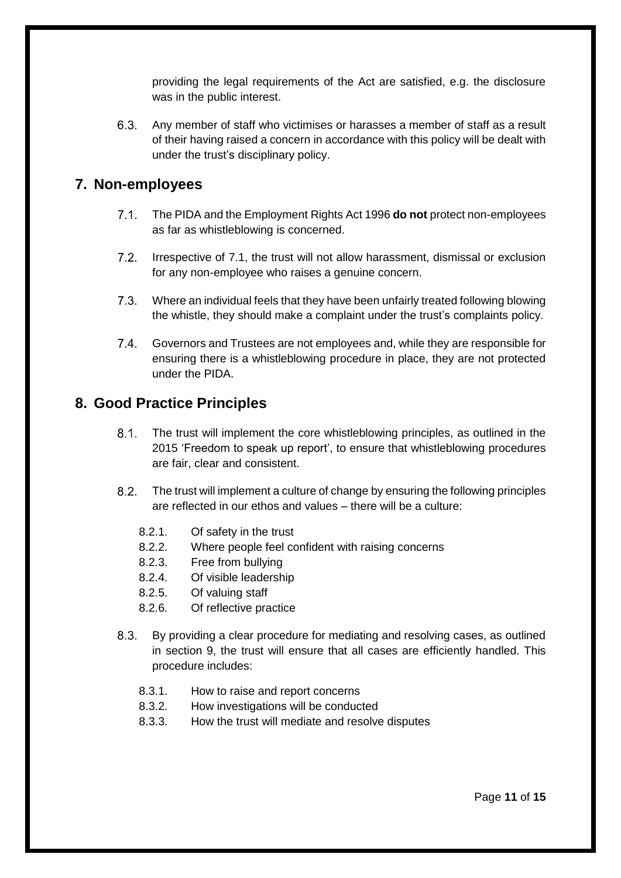providing the legal requirements of the Act are satisfied, e.g. the disclosure was in the public interest.

6.3. Any member of staff who victimises or harasses a member of staff as a result of their having raised a concern in accordance with this policy will be dealt with under the trust's disciplinary policy.

## 7. Non-employees

7.1. The PIDA and the Employment Rights Act 1996 **do not** protect non-employees as far as whistleblowing is concerned.

7.2. Irrespective of 7.1, the trust will not allow harassment, dismissal or exclusion for any non-employee who raises a genuine concern.

7.3. Where an individual feels that they have been unfairly treated following blowing the whistle, they should make a complaint under the trust's complaints policy.

7.4. Governors and Trustees are not employees and, while they are responsible for ensuring there is a whistleblowing procedure in place, they are not protected under the PIDA.

## 8. Good Practice Principles

8.1. The trust will implement the core whistleblowing principles, as outlined in the 2015 'Freedom to speak up report', to ensure that whistleblowing procedures are fair, clear and consistent.

8.2. The trust will implement a culture of change by ensuring the following principles are reflected in our ethos and values – there will be a culture:

- 8.2.1. Of safety in the trust
- 8.2.2. Where people feel confident with raising concerns
- 8.2.3. Free from bullying
- 8.2.4. Of visible leadership
- 8.2.5. Of valuing staff
- 8.2.6. Of reflective practice

8.3. By providing a clear procedure for mediating and resolving cases, as outlined in section 9, the trust will ensure that all cases are efficiently handled. This procedure includes:

- 8.3.1. How to raise and report concerns
- 8.3.2. How investigations will be conducted
- 8.3.3. How the trust will mediate and resolve disputes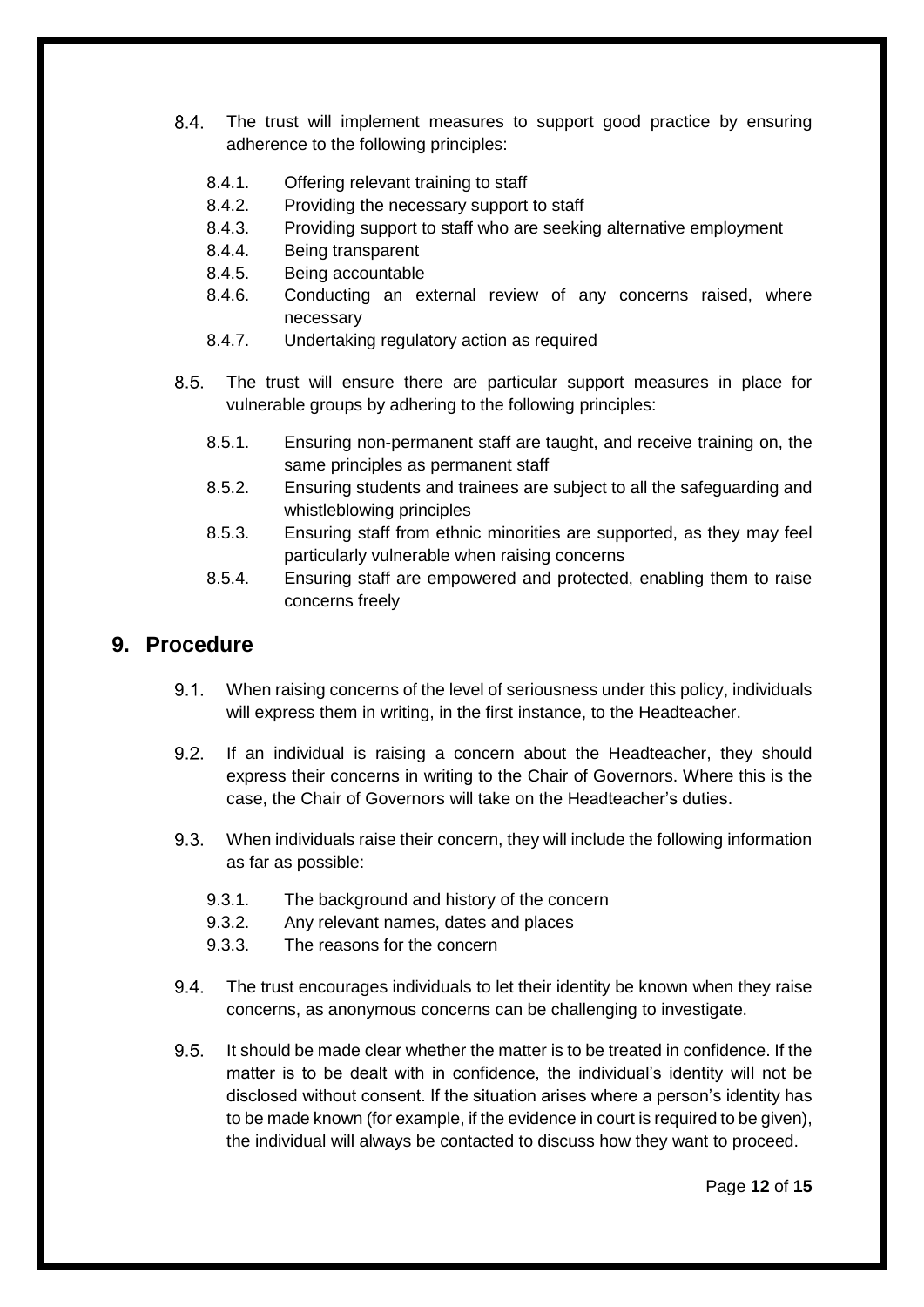8.4. The trust will implement measures to support good practice by ensuring adherence to the following principles:

   8.4.1. Offering relevant training to staff
   8.4.2. Providing the necessary support to staff
   8.4.3. Providing support to staff who are seeking alternative employment
   8.4.4. Being transparent
   8.4.5. Being accountable
   8.4.6. Conducting an external review of any concerns raised, where necessary
   8.4.7. Undertaking regulatory action as required

8.5. The trust will ensure there are particular support measures in place for vulnerable groups by adhering to the following principles:

   8.5.1. Ensuring non-permanent staff are taught, and receive training on, the same principles as permanent staff
   8.5.2. Ensuring students and trainees are subject to all the safeguarding and whistleblowing principles
   8.5.3. Ensuring staff from ethnic minorities are supported, as they may feel particularly vulnerable when raising concerns
   8.5.4. Ensuring staff are empowered and protected, enabling them to raise concerns freely

## 9. Procedure

9.1. When raising concerns of the level of seriousness under this policy, individuals will express them in writing, in the first instance, to the Headteacher.

9.2. If an individual is raising a concern about the Headteacher, they should express their concerns in writing to the Chair of Governors. Where this is the case, the Chair of Governors will take on the Headteacher's duties.

9.3. When individuals raise their concern, they will include the following information as far as possible:

   9.3.1. The background and history of the concern
   9.3.2. Any relevant names, dates and places
   9.3.3. The reasons for the concern

9.4. The trust encourages individuals to let their identity be known when they raise concerns, as anonymous concerns can be challenging to investigate.

9.5. It should be made clear whether the matter is to be treated in confidence. If the matter is to be dealt with in confidence, the individual's identity will not be disclosed without consent. If the situation arises where a person's identity has to be made known (for example, if the evidence in court is required to be given), the individual will always be contacted to discuss how they want to proceed.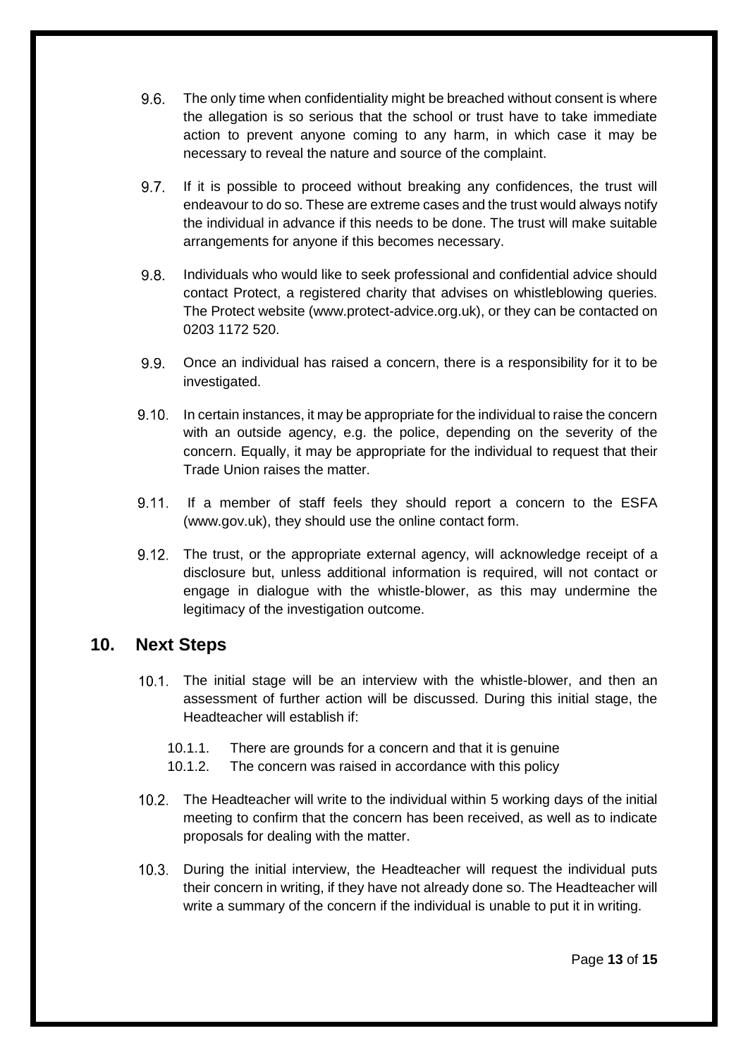9.6. The only time when confidentiality might be breached without consent is where the allegation is so serious that the school or trust have to take immediate action to prevent anyone coming to any harm, in which case it may be necessary to reveal the nature and source of the complaint.

9.7. If it is possible to proceed without breaking any confidences, the trust will endeavour to do so. These are extreme cases and the trust would always notify the individual in advance if this needs to be done. The trust will make suitable arrangements for anyone if this becomes necessary.

9.8. Individuals who would like to seek professional and confidential advice should contact Protect, a registered charity that advises on whistleblowing queries. The Protect website (www.protect-advice.org.uk), or they can be contacted on 0203 1172 520.

9.9. Once an individual has raised a concern, there is a responsibility for it to be investigated.

9.10. In certain instances, it may be appropriate for the individual to raise the concern with an outside agency, e.g. the police, depending on the severity of the concern. Equally, it may be appropriate for the individual to request that their Trade Union raises the matter.

9.11. If a member of staff feels they should report a concern to the ESFA (www.gov.uk), they should use the online contact form.

9.12. The trust, or the appropriate external agency, will acknowledge receipt of a disclosure but, unless additional information is required, will not contact or engage in dialogue with the whistle-blower, as this may undermine the legitimacy of the investigation outcome.

## 10. Next Steps

10.1. The initial stage will be an interview with the whistle-blower, and then an assessment of further action will be discussed. During this initial stage, the Headteacher will establish if:

- 10.1.1. There are grounds for a concern and that it is genuine
- 10.1.2. The concern was raised in accordance with this policy

10.2. The Headteacher will write to the individual within 5 working days of the initial meeting to confirm that the concern has been received, as well as to indicate proposals for dealing with the matter.

10.3. During the initial interview, the Headteacher will request the individual puts their concern in writing, if they have not already done so. The Headteacher will write a summary of the concern if the individual is unable to put it in writing.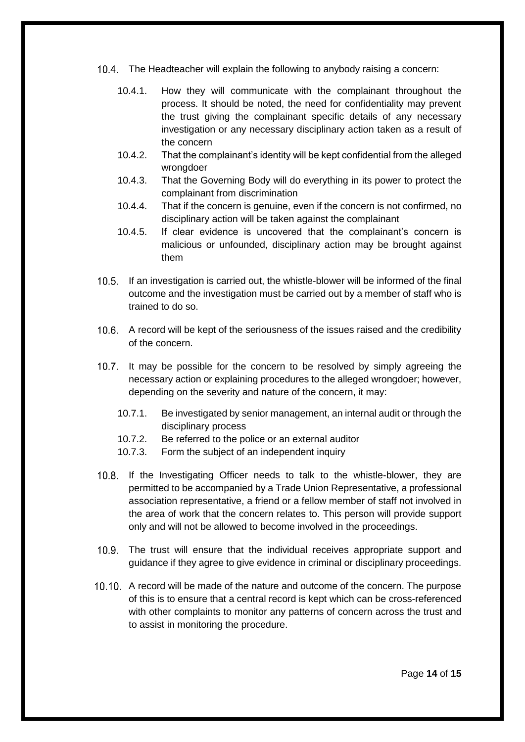10.4. The Headteacher will explain the following to anybody raising a concern:

- 10.4.1. How they will communicate with the complainant throughout the process. It should be noted, the need for confidentiality may prevent the trust giving the complainant specific details of any necessary investigation or any necessary disciplinary action taken as a result of the concern
- 10.4.2. That the complainant's identity will be kept confidential from the alleged wrongdoer
- 10.4.3. That the Governing Body will do everything in its power to protect the complainant from discrimination
- 10.4.4. That if the concern is genuine, even if the concern is not confirmed, no disciplinary action will be taken against the complainant
- 10.4.5. If clear evidence is uncovered that the complainant's concern is malicious or unfounded, disciplinary action may be brought against them

10.5. If an investigation is carried out, the whistle-blower will be informed of the final outcome and the investigation must be carried out by a member of staff who is trained to do so.

10.6. A record will be kept of the seriousness of the issues raised and the credibility of the concern.

10.7. It may be possible for the concern to be resolved by simply agreeing the necessary action or explaining procedures to the alleged wrongdoer; however, depending on the severity and nature of the concern, it may:

- 10.7.1. Be investigated by senior management, an internal audit or through the disciplinary process
- 10.7.2. Be referred to the police or an external auditor
- 10.7.3. Form the subject of an independent inquiry

10.8. If the Investigating Officer needs to talk to the whistle-blower, they are permitted to be accompanied by a Trade Union Representative, a professional association representative, a friend or a fellow member of staff not involved in the area of work that the concern relates to. This person will provide support only and will not be allowed to become involved in the proceedings.

10.9. The trust will ensure that the individual receives appropriate support and guidance if they agree to give evidence in criminal or disciplinary proceedings.

10.10. A record will be made of the nature and outcome of the concern. The purpose of this is to ensure that a central record is kept which can be cross-referenced with other complaints to monitor any patterns of concern across the trust and to assist in monitoring the procedure.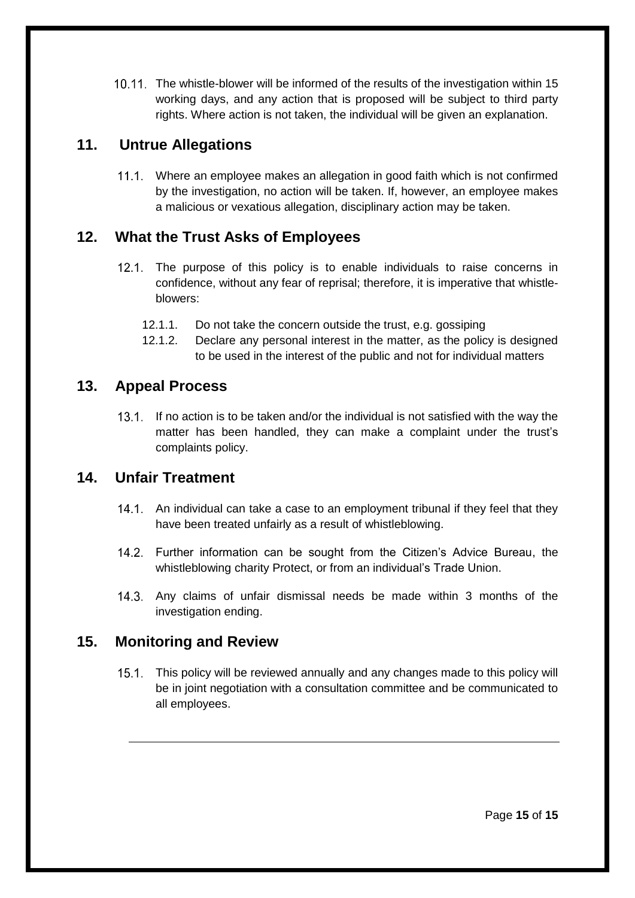10.11. The whistle-blower will be informed of the results of the investigation within 15 working days, and any action that is proposed will be subject to third party rights. Where action is not taken, the individual will be given an explanation.

## 11. Untrue Allegations

11.1. Where an employee makes an allegation in good faith which is not confirmed by the investigation, no action will be taken. If, however, an employee makes a malicious or vexatious allegation, disciplinary action may be taken.

## 12. What the Trust Asks of Employees

12.1. The purpose of this policy is to enable individuals to raise concerns in confidence, without any fear of reprisal; therefore, it is imperative that whistle-blowers:

- 12.1.1. Do not take the concern outside the trust, e.g. gossiping
- 12.1.2. Declare any personal interest in the matter, as the policy is designed to be used in the interest of the public and not for individual matters

## 13. Appeal Process

13.1. If no action is to be taken and/or the individual is not satisfied with the way the matter has been handled, they can make a complaint under the trust's complaints policy.

## 14. Unfair Treatment

14.1. An individual can take a case to an employment tribunal if they feel that they have been treated unfairly as a result of whistleblowing.

14.2. Further information can be sought from the Citizen's Advice Bureau, the whistleblowing charity Protect, or from an individual's Trade Union.

14.3. Any claims of unfair dismissal needs be made within 3 months of the investigation ending.

## 15. Monitoring and Review

15.1. This policy will be reviewed annually and any changes made to this policy will be in joint negotiation with a consultation committee and be communicated to all employees.